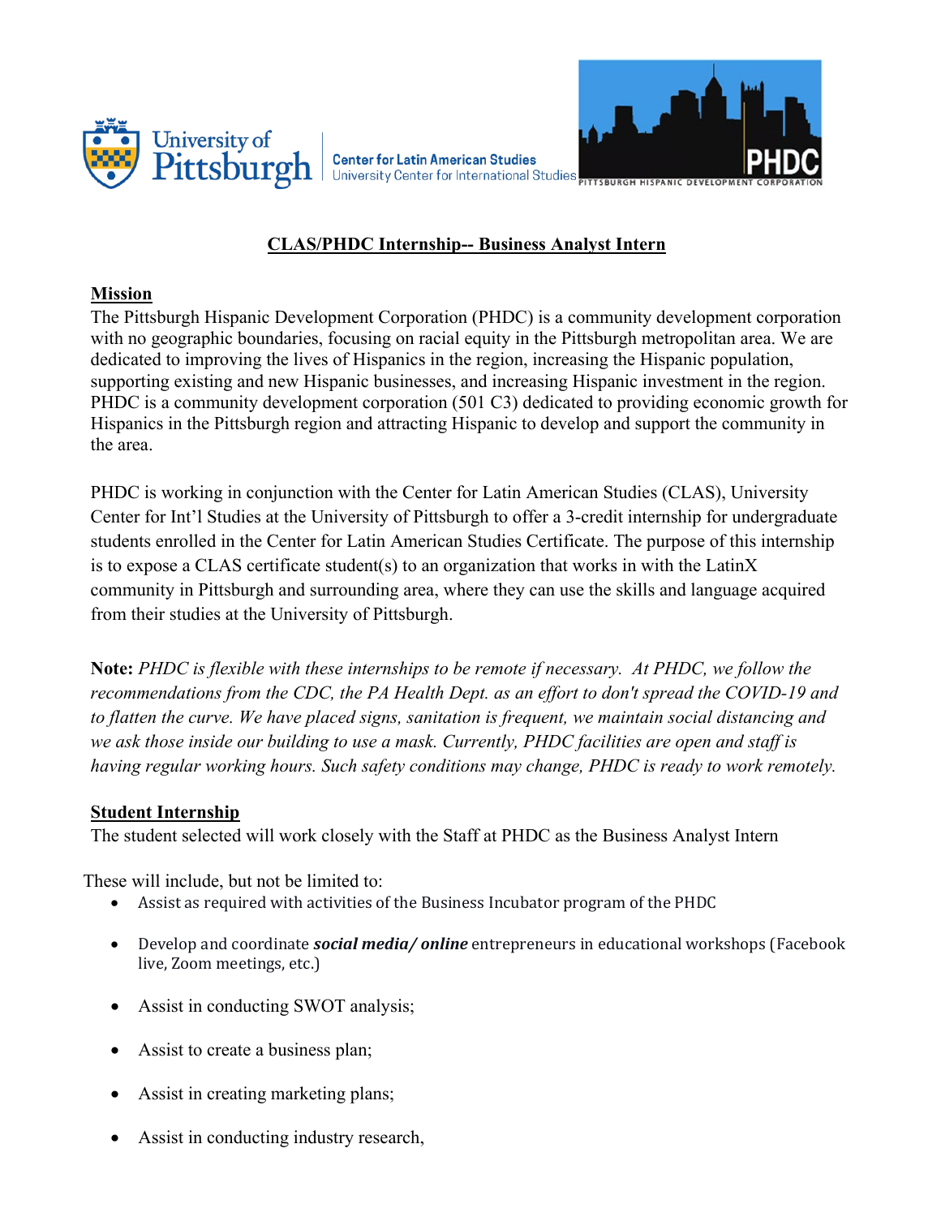University of Pittsburgh | Center for Latin American Studies, University Center for International Studies

PHDC — PITTSBURGH HISPANIC DEVELOPMENT CORPORATION

# CLAS/PHDC Internship-- Business Analyst Intern

## Mission

The Pittsburgh Hispanic Development Corporation (PHDC) is a community development corporation with no geographic boundaries, focusing on racial equity in the Pittsburgh metropolitan area. We are dedicated to improving the lives of Hispanics in the region, increasing the Hispanic population, supporting existing and new Hispanic businesses, and increasing Hispanic investment in the region. PHDC is a community development corporation (501 C3) dedicated to providing economic growth for Hispanics in the Pittsburgh region and attracting Hispanic to develop and support the community in the area.

PHDC is working in conjunction with the Center for Latin American Studies (CLAS), University Center for Int'l Studies at the University of Pittsburgh to offer a 3-credit internship for undergraduate students enrolled in the Center for Latin American Studies Certificate. The purpose of this internship is to expose a CLAS certificate student(s) to an organization that works in with the LatinX community in Pittsburgh and surrounding area, where they can use the skills and language acquired from their studies at the University of Pittsburgh.

**Note:** *PHDC is flexible with these internships to be remote if necessary. At PHDC, we follow the recommendations from the CDC, the PA Health Dept. as an effort to don't spread the COVID-19 and to flatten the curve. We have placed signs, sanitation is frequent, we maintain social distancing and we ask those inside our building to use a mask. Currently, PHDC facilities are open and staff is having regular working hours. Such safety conditions may change, PHDC is ready to work remotely.*

## Student Internship

The student selected will work closely with the Staff at PHDC as the Business Analyst Intern

These will include, but not be limited to:

- Assist as required with activities of the Business Incubator program of the PHDC
- Develop and coordinate ***social media/ online*** entrepreneurs in educational workshops (Facebook live, Zoom meetings, etc.)
- Assist in conducting SWOT analysis;
- Assist to create a business plan;
- Assist in creating marketing plans;
- Assist in conducting industry research,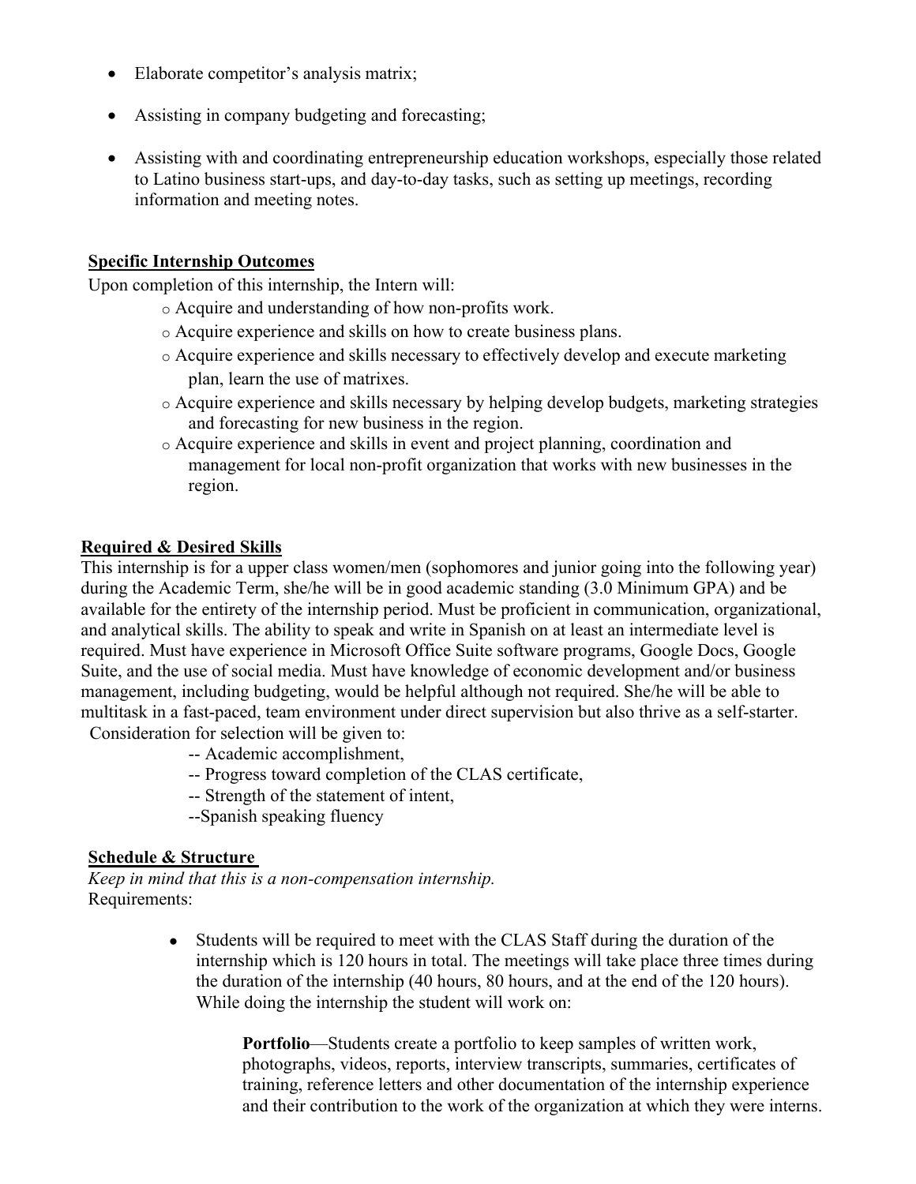- Elaborate competitor's analysis matrix;
- Assisting in company budgeting and forecasting;
- Assisting with and coordinating entrepreneurship education workshops, especially those related to Latino business start-ups, and day-to-day tasks, such as setting up meetings, recording information and meeting notes.

**Specific Internship Outcomes**

Upon completion of this internship, the Intern will:

- Acquire and understanding of how non-profits work.
- Acquire experience and skills on how to create business plans.
- Acquire experience and skills necessary to effectively develop and execute marketing plan, learn the use of matrixes.
- Acquire experience and skills necessary by helping develop budgets, marketing strategies and forecasting for new business in the region.
- Acquire experience and skills in event and project planning, coordination and management for local non-profit organization that works with new businesses in the region.

**Required & Desired Skills**

This internship is for a upper class women/men (sophomores and junior going into the following year) during the Academic Term, she/he will be in good academic standing (3.0 Minimum GPA) and be available for the entirety of the internship period. Must be proficient in communication, organizational, and analytical skills. The ability to speak and write in Spanish on at least an intermediate level is required. Must have experience in Microsoft Office Suite software programs, Google Docs, Google Suite, and the use of social media. Must have knowledge of economic development and/or business management, including budgeting, would be helpful although not required. She/he will be able to multitask in a fast-paced, team environment under direct supervision but also thrive as a self-starter.

Consideration for selection will be given to:

-- Academic accomplishment,
-- Progress toward completion of the CLAS certificate,
-- Strength of the statement of intent,
--Spanish speaking fluency

**Schedule & Structure**

*Keep in mind that this is a non-compensation internship.*

Requirements:

- Students will be required to meet with the CLAS Staff during the duration of the internship which is 120 hours in total. The meetings will take place three times during the duration of the internship (40 hours, 80 hours, and at the end of the 120 hours). While doing the internship the student will work on:

  **Portfolio**—Students create a portfolio to keep samples of written work, photographs, videos, reports, interview transcripts, summaries, certificates of training, reference letters and other documentation of the internship experience and their contribution to the work of the organization at which they were interns.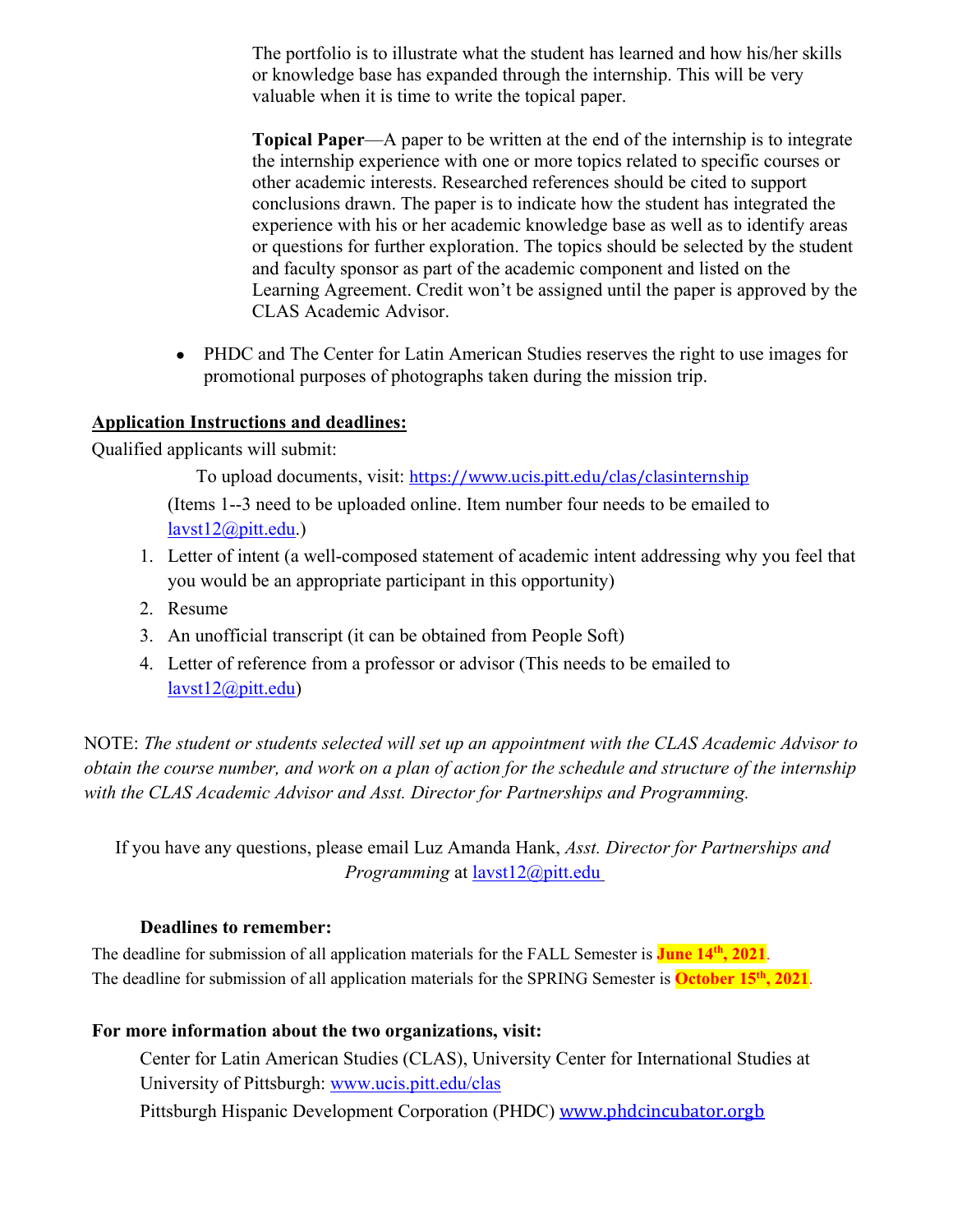The portfolio is to illustrate what the student has learned and how his/her skills or knowledge base has expanded through the internship. This will be very valuable when it is time to write the topical paper.

**Topical Paper**—A paper to be written at the end of the internship is to integrate the internship experience with one or more topics related to specific courses or other academic interests. Researched references should be cited to support conclusions drawn. The paper is to indicate how the student has integrated the experience with his or her academic knowledge base as well as to identify areas or questions for further exploration. The topics should be selected by the student and faculty sponsor as part of the academic component and listed on the Learning Agreement. Credit won't be assigned until the paper is approved by the CLAS Academic Advisor.

- PHDC and The Center for Latin American Studies reserves the right to use images for promotional purposes of photographs taken during the mission trip.

**Application Instructions and deadlines:**

Qualified applicants will submit:

To upload documents, visit: https://www.ucis.pitt.edu/clas/clasinternship

(Items 1--3 need to be uploaded online. Item number four needs to be emailed to lavst12@pitt.edu.)

1. Letter of intent (a well-composed statement of academic intent addressing why you feel that you would be an appropriate participant in this opportunity)
2. Resume
3. An unofficial transcript (it can be obtained from People Soft)
4. Letter of reference from a professor or advisor (This needs to be emailed to lavst12@pitt.edu)

NOTE: *The student or students selected will set up an appointment with the CLAS Academic Advisor to obtain the course number, and work on a plan of action for the schedule and structure of the internship with the CLAS Academic Advisor and Asst. Director for Partnerships and Programming.*

If you have any questions, please email Luz Amanda Hank, *Asst. Director for Partnerships and Programming* at lavst12@pitt.edu

**Deadlines to remember:**

The deadline for submission of all application materials for the FALL Semester is **June 14th, 2021**.

The deadline for submission of all application materials for the SPRING Semester is **October 15th, 2021**.

**For more information about the two organizations, visit:**

Center for Latin American Studies (CLAS), University Center for International Studies at University of Pittsburgh: www.ucis.pitt.edu/clas

Pittsburgh Hispanic Development Corporation (PHDC) www.phdcincubator.orgb